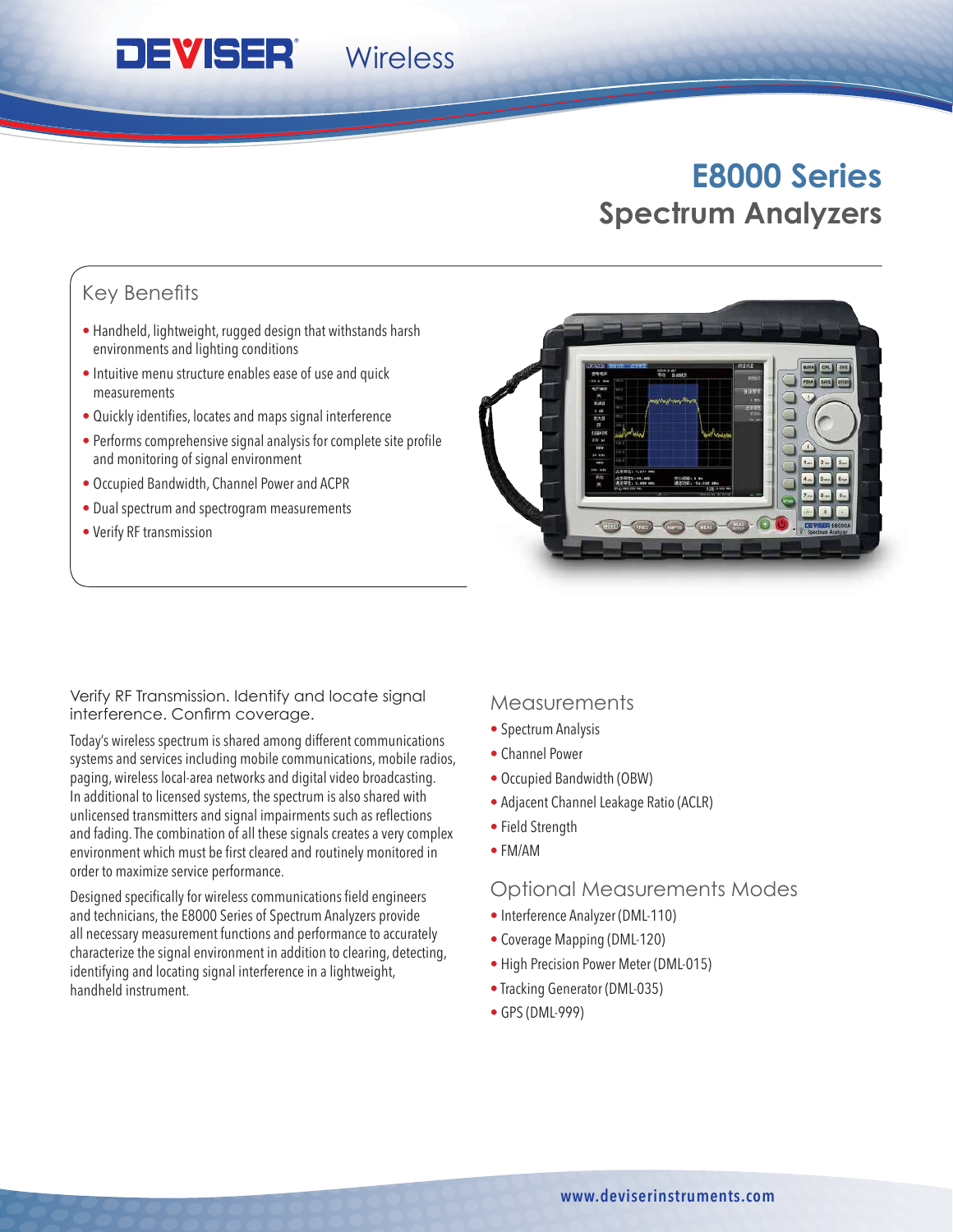DEVISER Wireless

# E8000 Series
## Spectrum Analyzers

### Key Benefits

- Handheld, lightweight, rugged design that withstands harsh environments and lighting conditions
- Intuitive menu structure enables ease of use and quick measurements
- Quickly identifies, locates and maps signal interference
- Performs comprehensive signal analysis for complete site profile and monitoring of signal environment
- Occupied Bandwidth, Channel Power and ACPR
- Dual spectrum and spectrogram measurements
- Verify RF transmission

Verify RF Transmission. Identify and locate signal interference. Confirm coverage.

Today's wireless spectrum is shared among different communications systems and services including mobile communications, mobile radios, paging, wireless local-area networks and digital video broadcasting. In additional to licensed systems, the spectrum is also shared with unlicensed transmitters and signal impairments such as reflections and fading. The combination of all these signals creates a very complex environment which must be first cleared and routinely monitored in order to maximize service performance.

Designed specifically for wireless communications field engineers and technicians, the E8000 Series of Spectrum Analyzers provide all necessary measurement functions and performance to accurately characterize the signal environment in addition to clearing, detecting, identifying and locating signal interference in a lightweight, handheld instrument.

### Measurements

- Spectrum Analysis
- Channel Power
- Occupied Bandwidth (OBW)
- Adjacent Channel Leakage Ratio (ACLR)
- Field Strength
- FM/AM

### Optional Measurements Modes

- Interference Analyzer (DML-110)
- Coverage Mapping (DML-120)
- High Precision Power Meter (DML-015)
- Tracking Generator (DML-035)
- GPS (DML-999)

www.deviserinstruments.com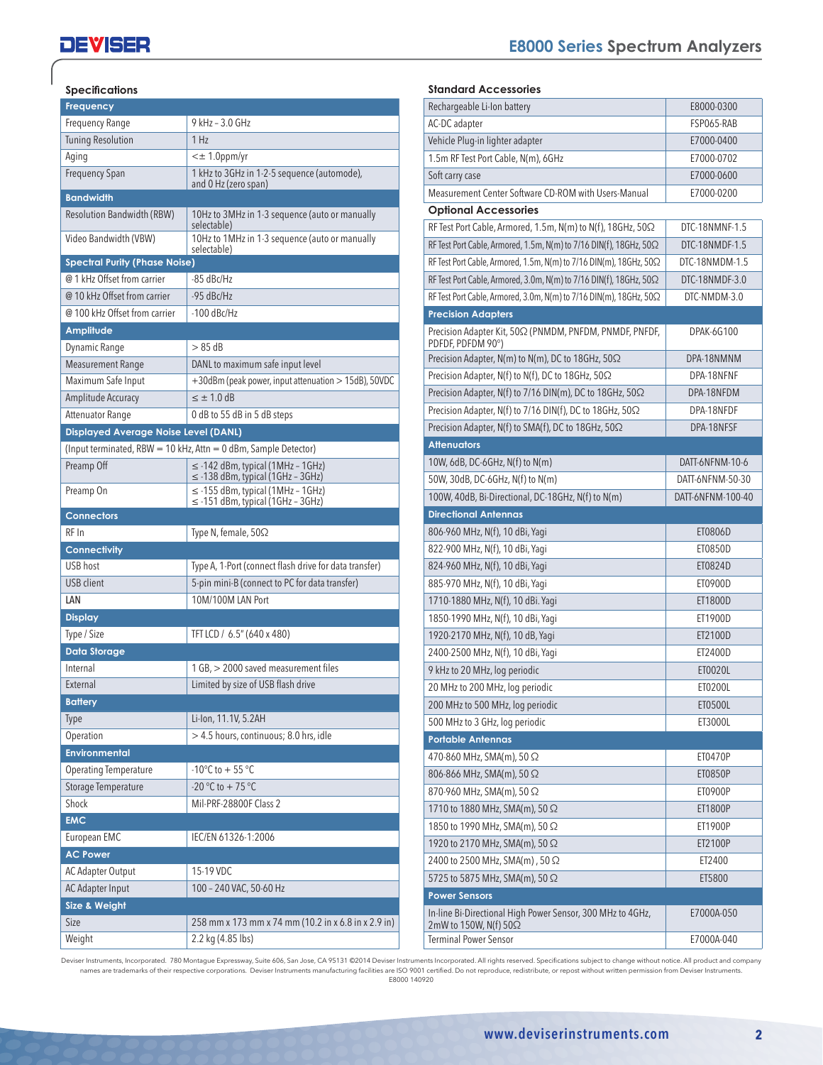## Specifications

| | |
|---|---|
| **Frequency** | |
| Frequency Range | 9 kHz – 3.0 GHz |
| Tuning Resolution | 1 Hz |
| Aging | <± 1.0ppm/yr |
| Frequency Span | 1 kHz to 3GHz in 1-2-5 sequence (automode), and 0 Hz (zero span) |
| **Bandwidth** | |
| Resolution Bandwidth (RBW) | 10Hz to 3MHz in 1-3 sequence (auto or manually selectable) |
| Video Bandwidth (VBW) | 10Hz to 1MHz in 1-3 sequence (auto or manually selectable) |
| **Spectral Purity (Phase Noise)** | |
| @ 1 kHz Offset from carrier | -85 dBc/Hz |
| @ 10 kHz Offset from carrier | -95 dBc/Hz |
| @ 100 kHz Offset from carrier | -100 dBc/Hz |
| **Amplitude** | |
| Dynamic Range | > 85 dB |
| Measurement Range | DANL to maximum safe input level |
| Maximum Safe Input | +30dBm (peak power, input attenuation > 15dB), 50VDC |
| Amplitude Accuracy | ≤ ± 1.0 dB |
| Attenuator Range | 0 dB to 55 dB in 5 dB steps |
| **Displayed Average Noise Level (DANL)** | |
| (Input terminated, RBW = 10 kHz, Attn = 0 dBm, Sample Detector) | |
| Preamp Off | ≤ -142 dBm, typical (1MHz – 1GHz)<br>≤ -138 dBm, typical (1GHz – 3GHz) |
| Preamp On | ≤ -155 dBm, typical (1MHz – 1GHz)<br>≤ -151 dBm, typical (1GHz – 3GHz) |
| **Connectors** | |
| RF In | Type N, female, 50Ω |
| **Connectivity** | |
| USB host | Type A, 1-Port (connect flash drive for data transfer) |
| USB client | 5-pin mini-B (connect to PC for data transfer) |
| LAN | 10M/100M LAN Port |
| **Display** | |
| Type / Size | TFT LCD / 6.5" (640 x 480) |
| **Data Storage** | |
| Internal | 1 GB, > 2000 saved measurement files |
| External | Limited by size of USB flash drive |
| **Battery** | |
| Type | Li-Ion, 11.1V, 5.2AH |
| Operation | > 4.5 hours, continuous; 8.0 hrs, idle |
| **Environmental** | |
| Operating Temperature | -10°C to + 55 °C |
| Storage Temperature | -20 °C to + 75 °C |
| Shock | Mil-PRF-28800F Class 2 |
| **EMC** | |
| European EMC | IEC/EN 61326-1:2006 |
| **AC Power** | |
| AC Adapter Output | 15-19 VDC |
| AC Adapter Input | 100 – 240 VAC, 50-60 Hz |
| **Size & Weight** | |
| Size | 258 mm x 173 mm x 74 mm (10.2 in x 6.8 in x 2.9 in) |
| Weight | 2.2 kg (4.85 lbs) |

## Standard Accessories

| | |
|---|---|
| Rechargeable Li-Ion battery | E8000-0300 |
| AC-DC adapter | FSP065-RAB |
| Vehicle Plug-in lighter adapter | E7000-0400 |
| 1.5m RF Test Port Cable, N(m), 6GHz | E7000-0702 |
| Soft carry case | E7000-0600 |
| Measurement Center Software CD-ROM with Users-Manual | E7000-0200 |

## Optional Accessories

| | |
|---|---|
| RF Test Port Cable, Armored, 1.5m, N(m) to N(f), 18GHz, 50Ω | DTC-18NMNF-1.5 |
| RF Test Port Cable, Armored, 1.5m, N(m) to 7/16 DIN(f), 18GHz, 50Ω | DTC-18NMDF-1.5 |
| RF Test Port Cable, Armored, 1.5m, N(m) to 7/16 DIN(m), 18GHz, 50Ω | DTC-18NMDM-1.5 |
| RF Test Port Cable, Armored, 3.0m, N(m) to 7/16 DIN(f), 18GHz, 50Ω | DTC-18NMDF-3.0 |
| RF Test Port Cable, Armored, 3.0m, N(m) to 7/16 DIN(m), 18GHz, 50Ω | DTC-NMDM-3.0 |
| **Precision Adapters** | |
| Precision Adapter Kit, 50Ω (PNMDM, PNFDM, PNMDF, PNFDF, PDFDF, PDFDM 90°) | DPAK-6G100 |
| Precision Adapter, N(m) to N(m), DC to 18GHz, 50Ω | DPA-18NMNM |
| Precision Adapter, N(f) to N(f), DC to 18GHz, 50Ω | DPA-18NFNF |
| Precision Adapter, N(f) to 7/16 DIN(m), DC to 18GHz, 50Ω | DPA-18NFDM |
| Precision Adapter, N(f) to 7/16 DIN(f), DC to 18GHz, 50Ω | DPA-18NFDF |
| Precision Adapter, N(f) to SMA(f), DC to 18GHz, 50Ω | DPA-18NFSF |
| **Attenuators** | |
| 10W, 6dB, DC-6GHz, N(f) to N(m) | DATT-6NFNM-10-6 |
| 50W, 30dB, DC-6GHz, N(f) to N(m) | DATT-6NFNM-50-30 |
| 100W, 40dB, Bi-Directional, DC-18GHz, N(f) to N(m) | DATT-6NFNM-100-40 |
| **Directional Antennas** | |
| 806-960 MHz, N(f), 10 dBi, Yagi | ET0806D |
| 822-900 MHz, N(f), 10 dBi, Yagi | ET0850D |
| 824-960 MHz, N(f), 10 dBi, Yagi | ET0824D |
| 885-970 MHz, N(f), 10 dBi, Yagi | ET0900D |
| 1710-1880 MHz, N(f), 10 dBi. Yagi | ET1800D |
| 1850-1990 MHz, N(f), 10 dBi, Yagi | ET1900D |
| 1920-2170 MHz, N(f), 10 dB, Yagi | ET2100D |
| 2400-2500 MHz, N(f), 10 dBi, Yagi | ET2400D |
| 9 kHz to 20 MHz, log periodic | ET0020L |
| 20 MHz to 200 MHz, log periodic | ET0200L |
| 200 MHz to 500 MHz, log periodic | ET0500L |
| 500 MHz to 3 GHz, log periodic | ET3000L |
| **Portable Antennas** | |
| 470-860 MHz, SMA(m), 50 Ω | ET0470P |
| 806-866 MHz, SMA(m), 50 Ω | ET0850P |
| 870-960 MHz, SMA(m), 50 Ω | ET0900P |
| 1710 to 1880 MHz, SMA(m), 50 Ω | ET1800P |
| 1850 to 1990 MHz, SMA(m), 50 Ω | ET1900P |
| 1920 to 2170 MHz, SMA(m), 50 Ω | ET2100P |
| 2400 to 2500 MHz, SMA(m) , 50 Ω | ET2400 |
| 5725 to 5875 MHz, SMA(m), 50 Ω | ET5800 |
| **Power Sensors** | |
| In-line Bi-Directional High Power Sensor, 300 MHz to 4GHz, 2mW to 150W, N(f) 50Ω | E7000A-050 |
| Terminal Power Sensor | E7000A-040 |

Deviser Instruments, Incorporated. 780 Montague Expressway, Suite 606, San Jose, CA 95131 ©2014 Deviser Instruments Incorporated. All rights reserved. Specifications subject to change without notice. All product and company names are trademarks of their respective corporations. Deviser Instruments manufacturing facilities are ISO 9001 certified. Do not reproduce, redistribute, or repost without written permission from Deviser Instruments.
E8000 140920

www.deviserinstruments.com